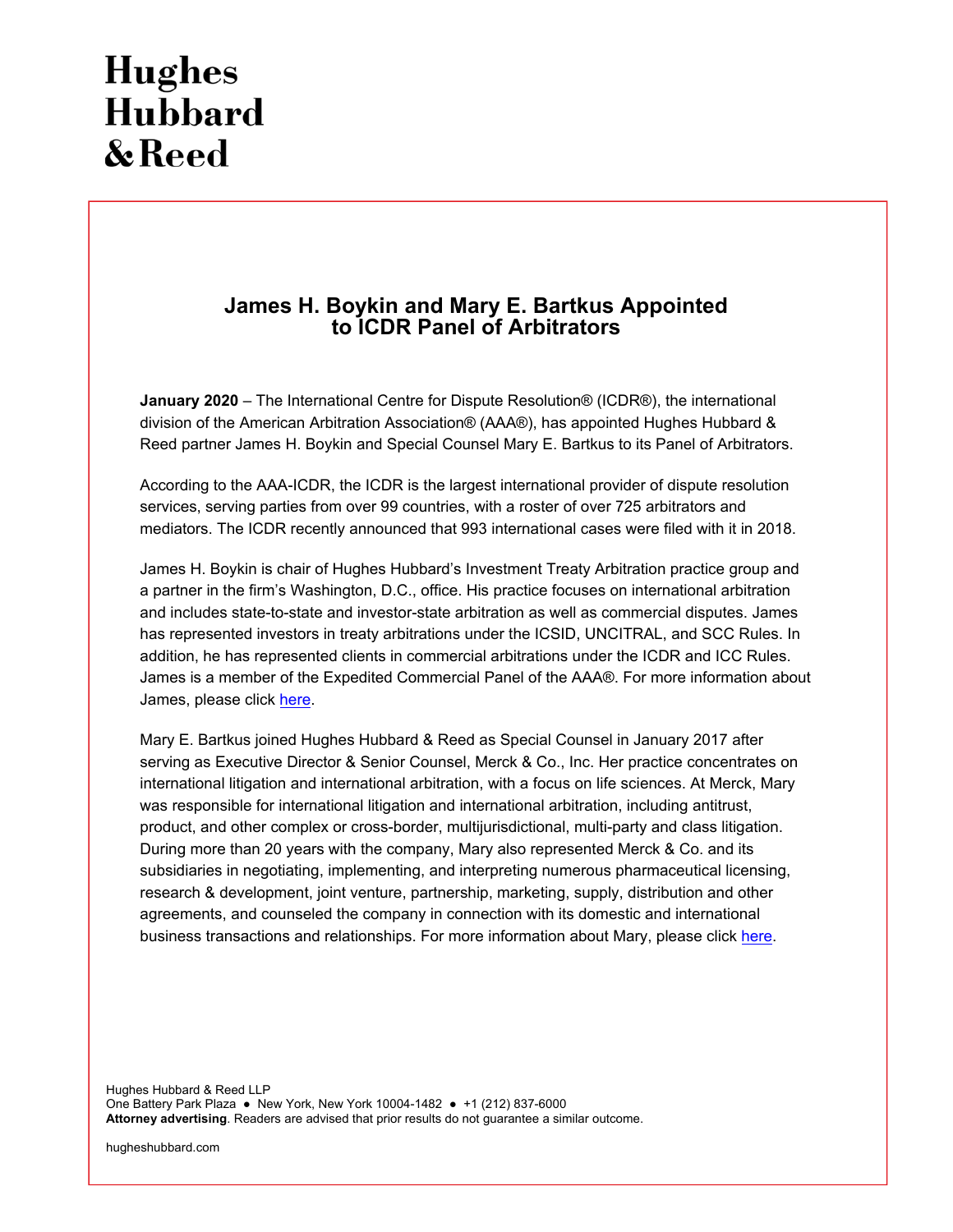Hughes Hubbard & Reed

# James H. Boykin and Mary E. Bartkus Appointed to ICDR Panel of Arbitrators

**January 2020** – The International Centre for Dispute Resolution® (ICDR®), the international division of the American Arbitration Association® (AAA®), has appointed Hughes Hubbard & Reed partner James H. Boykin and Special Counsel Mary E. Bartkus to its Panel of Arbitrators.

According to the AAA-ICDR, the ICDR is the largest international provider of dispute resolution services, serving parties from over 99 countries, with a roster of over 725 arbitrators and mediators. The ICDR recently announced that 993 international cases were filed with it in 2018.

James H. Boykin is chair of Hughes Hubbard's Investment Treaty Arbitration practice group and a partner in the firm's Washington, D.C., office. His practice focuses on international arbitration and includes state-to-state and investor-state arbitration as well as commercial disputes. James has represented investors in treaty arbitrations under the ICSID, UNCITRAL, and SCC Rules. In addition, he has represented clients in commercial arbitrations under the ICDR and ICC Rules. James is a member of the Expedited Commercial Panel of the AAA®. For more information about James, please click here.

Mary E. Bartkus joined Hughes Hubbard & Reed as Special Counsel in January 2017 after serving as Executive Director & Senior Counsel, Merck & Co., Inc. Her practice concentrates on international litigation and international arbitration, with a focus on life sciences. At Merck, Mary was responsible for international litigation and international arbitration, including antitrust, product, and other complex or cross-border, multijurisdictional, multi-party and class litigation. During more than 20 years with the company, Mary also represented Merck & Co. and its subsidiaries in negotiating, implementing, and interpreting numerous pharmaceutical licensing, research & development, joint venture, partnership, marketing, supply, distribution and other agreements, and counseled the company in connection with its domestic and international business transactions and relationships. For more information about Mary, please click here.

Hughes Hubbard & Reed LLP
One Battery Park Plaza ● New York, New York 10004-1482 ● +1 (212) 837-6000
**Attorney advertising**. Readers are advised that prior results do not guarantee a similar outcome.

hugheshubbard.com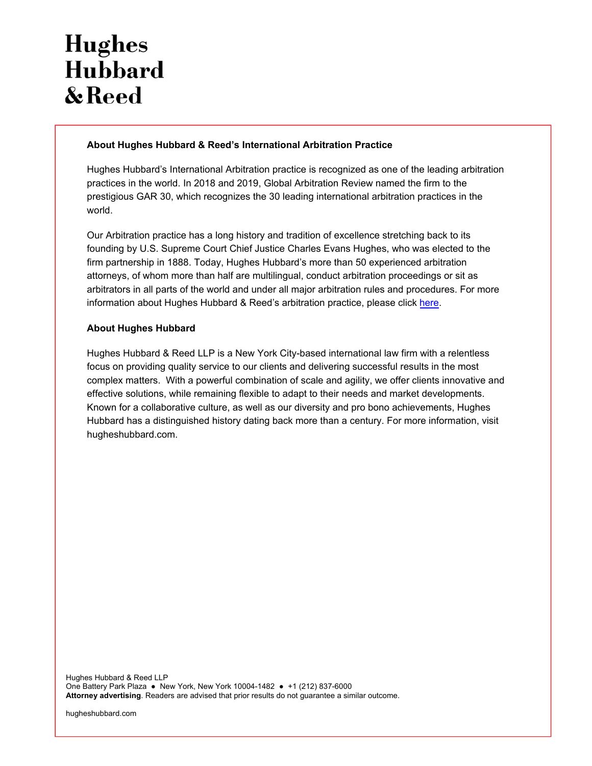Hughes
Hubbard
& Reed

**About Hughes Hubbard & Reed's International Arbitration Practice**

Hughes Hubbard's International Arbitration practice is recognized as one of the leading arbitration practices in the world. In 2018 and 2019, Global Arbitration Review named the firm to the prestigious GAR 30, which recognizes the 30 leading international arbitration practices in the world.

Our Arbitration practice has a long history and tradition of excellence stretching back to its founding by U.S. Supreme Court Chief Justice Charles Evans Hughes, who was elected to the firm partnership in 1888. Today, Hughes Hubbard's more than 50 experienced arbitration attorneys, of whom more than half are multilingual, conduct arbitration proceedings or sit as arbitrators in all parts of the world and under all major arbitration rules and procedures. For more information about Hughes Hubbard & Reed's arbitration practice, please click here.

**About Hughes Hubbard**

Hughes Hubbard & Reed LLP is a New York City-based international law firm with a relentless focus on providing quality service to our clients and delivering successful results in the most complex matters. With a powerful combination of scale and agility, we offer clients innovative and effective solutions, while remaining flexible to adapt to their needs and market developments. Known for a collaborative culture, as well as our diversity and pro bono achievements, Hughes Hubbard has a distinguished history dating back more than a century. For more information, visit hugheshubbard.com.

Hughes Hubbard & Reed LLP
One Battery Park Plaza ● New York, New York 10004-1482 ● +1 (212) 837-6000
**Attorney advertising**. Readers are advised that prior results do not guarantee a similar outcome.

hugheshubbard.com